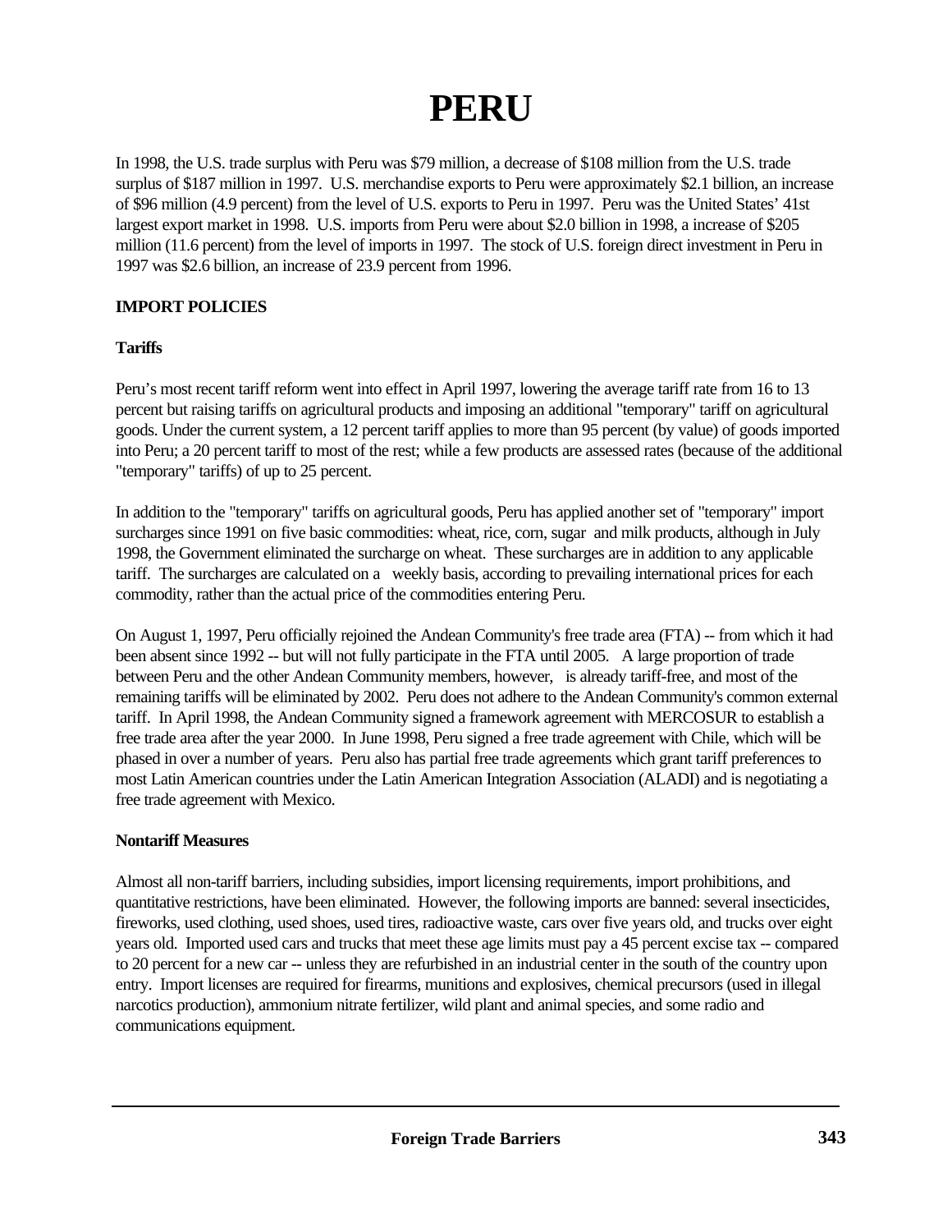# PERU

In 1998, the U.S. trade surplus with Peru was $79 million, a decrease of $108 million from the U.S. trade surplus of $187 million in 1997. U.S. merchandise exports to Peru were approximately $2.1 billion, an increase of $96 million (4.9 percent) from the level of U.S. exports to Peru in 1997. Peru was the United States' 41st largest export market in 1998. U.S. imports from Peru were about $2.0 billion in 1998, a increase of $205 million (11.6 percent) from the level of imports in 1997. The stock of U.S. foreign direct investment in Peru in 1997 was $2.6 billion, an increase of 23.9 percent from 1996.

## IMPORT POLICIES

### Tariffs

Peru's most recent tariff reform went into effect in April 1997, lowering the average tariff rate from 16 to 13 percent but raising tariffs on agricultural products and imposing an additional "temporary" tariff on agricultural goods. Under the current system, a 12 percent tariff applies to more than 95 percent (by value) of goods imported into Peru; a 20 percent tariff to most of the rest; while a few products are assessed rates (because of the additional "temporary" tariffs) of up to 25 percent.

In addition to the "temporary" tariffs on agricultural goods, Peru has applied another set of "temporary" import surcharges since 1991 on five basic commodities: wheat, rice, corn, sugar and milk products, although in July 1998, the Government eliminated the surcharge on wheat. These surcharges are in addition to any applicable tariff. The surcharges are calculated on a weekly basis, according to prevailing international prices for each commodity, rather than the actual price of the commodities entering Peru.

On August 1, 1997, Peru officially rejoined the Andean Community's free trade area (FTA) -- from which it had been absent since 1992 -- but will not fully participate in the FTA until 2005. A large proportion of trade between Peru and the other Andean Community members, however, is already tariff-free, and most of the remaining tariffs will be eliminated by 2002. Peru does not adhere to the Andean Community's common external tariff. In April 1998, the Andean Community signed a framework agreement with MERCOSUR to establish a free trade area after the year 2000. In June 1998, Peru signed a free trade agreement with Chile, which will be phased in over a number of years. Peru also has partial free trade agreements which grant tariff preferences to most Latin American countries under the Latin American Integration Association (ALADI) and is negotiating a free trade agreement with Mexico.

### Nontariff Measures

Almost all non-tariff barriers, including subsidies, import licensing requirements, import prohibitions, and quantitative restrictions, have been eliminated. However, the following imports are banned: several insecticides, fireworks, used clothing, used shoes, used tires, radioactive waste, cars over five years old, and trucks over eight years old. Imported used cars and trucks that meet these age limits must pay a 45 percent excise tax -- compared to 20 percent for a new car -- unless they are refurbished in an industrial center in the south of the country upon entry. Import licenses are required for firearms, munitions and explosives, chemical precursors (used in illegal narcotics production), ammonium nitrate fertilizer, wild plant and animal species, and some radio and communications equipment.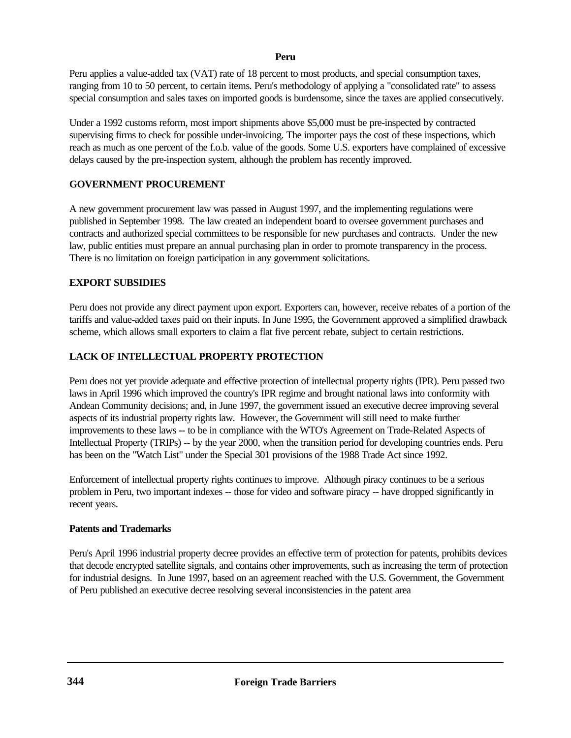**Peru**

Peru applies a value-added tax (VAT) rate of 18 percent to most products, and special consumption taxes, ranging from 10 to 50 percent, to certain items. Peru's methodology of applying a "consolidated rate" to assess special consumption and sales taxes on imported goods is burdensome, since the taxes are applied consecutively.

Under a 1992 customs reform, most import shipments above $5,000 must be pre-inspected by contracted supervising firms to check for possible under-invoicing. The importer pays the cost of these inspections, which reach as much as one percent of the f.o.b. value of the goods. Some U.S. exporters have complained of excessive delays caused by the pre-inspection system, although the problem has recently improved.

## GOVERNMENT PROCUREMENT

A new government procurement law was passed in August 1997, and the implementing regulations were published in September 1998. The law created an independent board to oversee government purchases and contracts and authorized special committees to be responsible for new purchases and contracts. Under the new law, public entities must prepare an annual purchasing plan in order to promote transparency in the process. There is no limitation on foreign participation in any government solicitations.

## EXPORT SUBSIDIES

Peru does not provide any direct payment upon export. Exporters can, however, receive rebates of a portion of the tariffs and value-added taxes paid on their inputs. In June 1995, the Government approved a simplified drawback scheme, which allows small exporters to claim a flat five percent rebate, subject to certain restrictions.

## LACK OF INTELLECTUAL PROPERTY PROTECTION

Peru does not yet provide adequate and effective protection of intellectual property rights (IPR). Peru passed two laws in April 1996 which improved the country's IPR regime and brought national laws into conformity with Andean Community decisions; and, in June 1997, the government issued an executive decree improving several aspects of its industrial property rights law. However, the Government will still need to make further improvements to these laws -- to be in compliance with the WTO's Agreement on Trade-Related Aspects of Intellectual Property (TRIPs) -- by the year 2000, when the transition period for developing countries ends. Peru has been on the "Watch List" under the Special 301 provisions of the 1988 Trade Act since 1992.

Enforcement of intellectual property rights continues to improve. Although piracy continues to be a serious problem in Peru, two important indexes -- those for video and software piracy -- have dropped significantly in recent years.

### Patents and Trademarks

Peru's April 1996 industrial property decree provides an effective term of protection for patents, prohibits devices that decode encrypted satellite signals, and contains other improvements, such as increasing the term of protection for industrial designs. In June 1997, based on an agreement reached with the U.S. Government, the Government of Peru published an executive decree resolving several inconsistencies in the patent area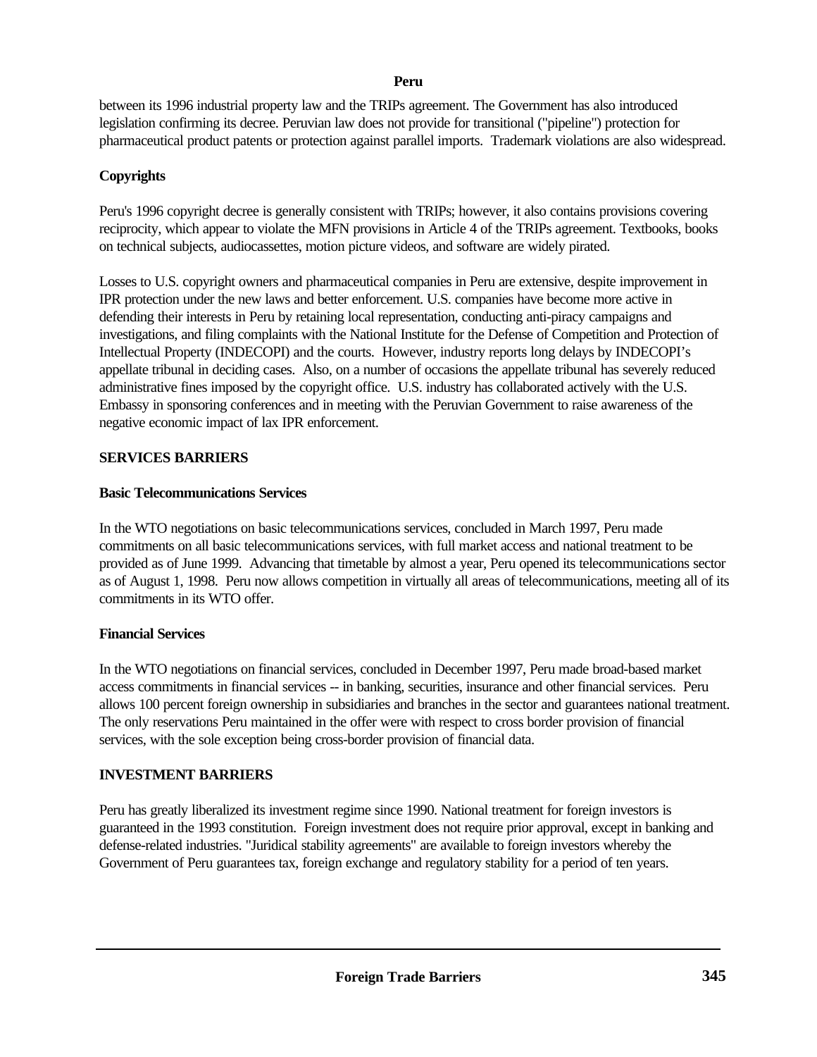between its 1996 industrial property law and the TRIPs agreement. The Government has also introduced legislation confirming its decree. Peruvian law does not provide for transitional ("pipeline") protection for pharmaceutical product patents or protection against parallel imports. Trademark violations are also widespread.

**Copyrights**

Peru's 1996 copyright decree is generally consistent with TRIPs; however, it also contains provisions covering reciprocity, which appear to violate the MFN provisions in Article 4 of the TRIPs agreement. Textbooks, books on technical subjects, audiocassettes, motion picture videos, and software are widely pirated.

Losses to U.S. copyright owners and pharmaceutical companies in Peru are extensive, despite improvement in IPR protection under the new laws and better enforcement. U.S. companies have become more active in defending their interests in Peru by retaining local representation, conducting anti-piracy campaigns and investigations, and filing complaints with the National Institute for the Defense of Competition and Protection of Intellectual Property (INDECOPI) and the courts. However, industry reports long delays by INDECOPI's appellate tribunal in deciding cases. Also, on a number of occasions the appellate tribunal has severely reduced administrative fines imposed by the copyright office. U.S. industry has collaborated actively with the U.S. Embassy in sponsoring conferences and in meeting with the Peruvian Government to raise awareness of the negative economic impact of lax IPR enforcement.

## SERVICES BARRIERS

**Basic Telecommunications Services**

In the WTO negotiations on basic telecommunications services, concluded in March 1997, Peru made commitments on all basic telecommunications services, with full market access and national treatment to be provided as of June 1999. Advancing that timetable by almost a year, Peru opened its telecommunications sector as of August 1, 1998. Peru now allows competition in virtually all areas of telecommunications, meeting all of its commitments in its WTO offer.

**Financial Services**

In the WTO negotiations on financial services, concluded in December 1997, Peru made broad-based market access commitments in financial services -- in banking, securities, insurance and other financial services. Peru allows 100 percent foreign ownership in subsidiaries and branches in the sector and guarantees national treatment. The only reservations Peru maintained in the offer were with respect to cross border provision of financial services, with the sole exception being cross-border provision of financial data.

## INVESTMENT BARRIERS

Peru has greatly liberalized its investment regime since 1990. National treatment for foreign investors is guaranteed in the 1993 constitution. Foreign investment does not require prior approval, except in banking and defense-related industries. "Juridical stability agreements" are available to foreign investors whereby the Government of Peru guarantees tax, foreign exchange and regulatory stability for a period of ten years.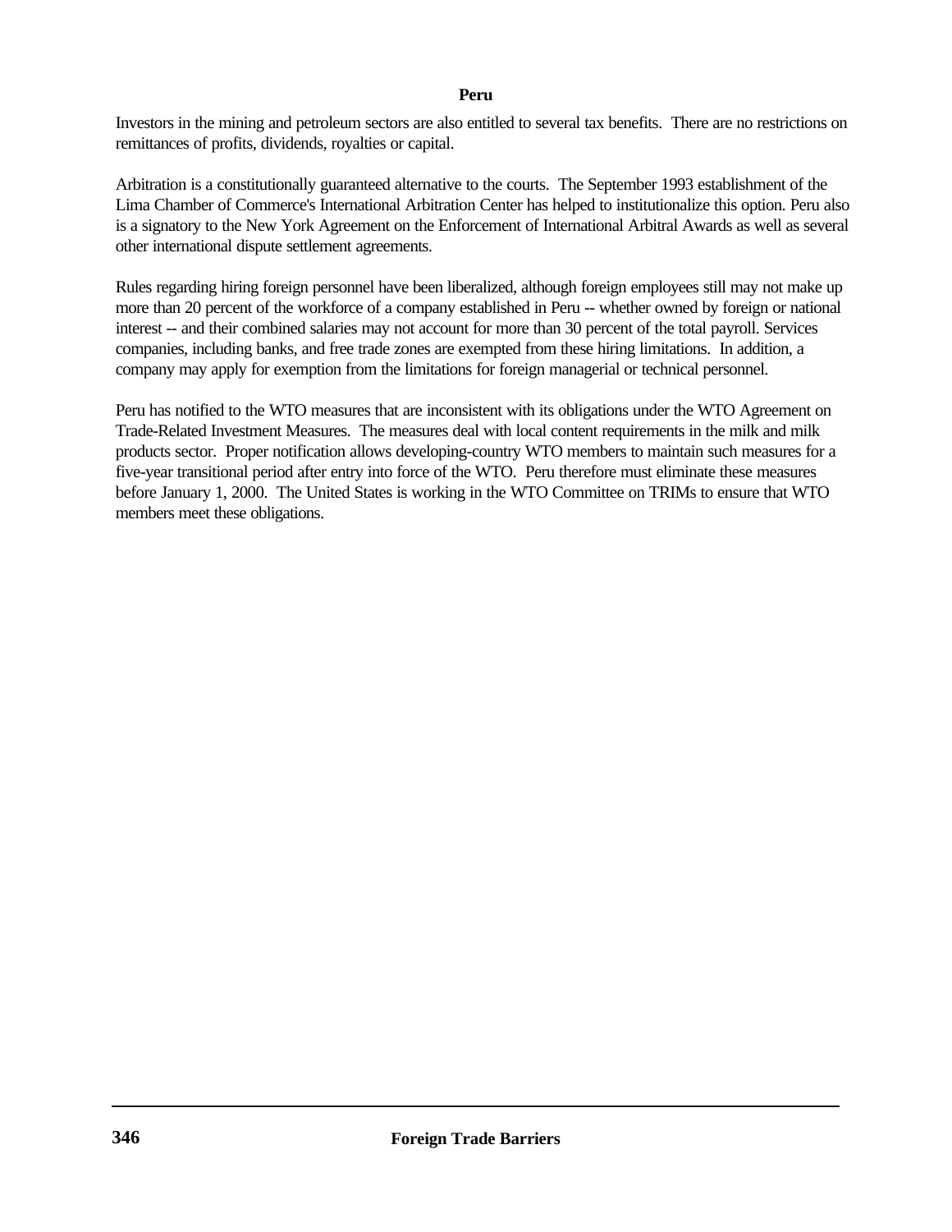Investors in the mining and petroleum sectors are also entitled to several tax benefits. There are no restrictions on remittances of profits, dividends, royalties or capital.

Arbitration is a constitutionally guaranteed alternative to the courts. The September 1993 establishment of the Lima Chamber of Commerce's International Arbitration Center has helped to institutionalize this option. Peru also is a signatory to the New York Agreement on the Enforcement of International Arbitral Awards as well as several other international dispute settlement agreements.

Rules regarding hiring foreign personnel have been liberalized, although foreign employees still may not make up more than 20 percent of the workforce of a company established in Peru -- whether owned by foreign or national interest -- and their combined salaries may not account for more than 30 percent of the total payroll. Services companies, including banks, and free trade zones are exempted from these hiring limitations. In addition, a company may apply for exemption from the limitations for foreign managerial or technical personnel.

Peru has notified to the WTO measures that are inconsistent with its obligations under the WTO Agreement on Trade-Related Investment Measures. The measures deal with local content requirements in the milk and milk products sector. Proper notification allows developing-country WTO members to maintain such measures for a five-year transitional period after entry into force of the WTO. Peru therefore must eliminate these measures before January 1, 2000. The United States is working in the WTO Committee on TRIMs to ensure that WTO members meet these obligations.